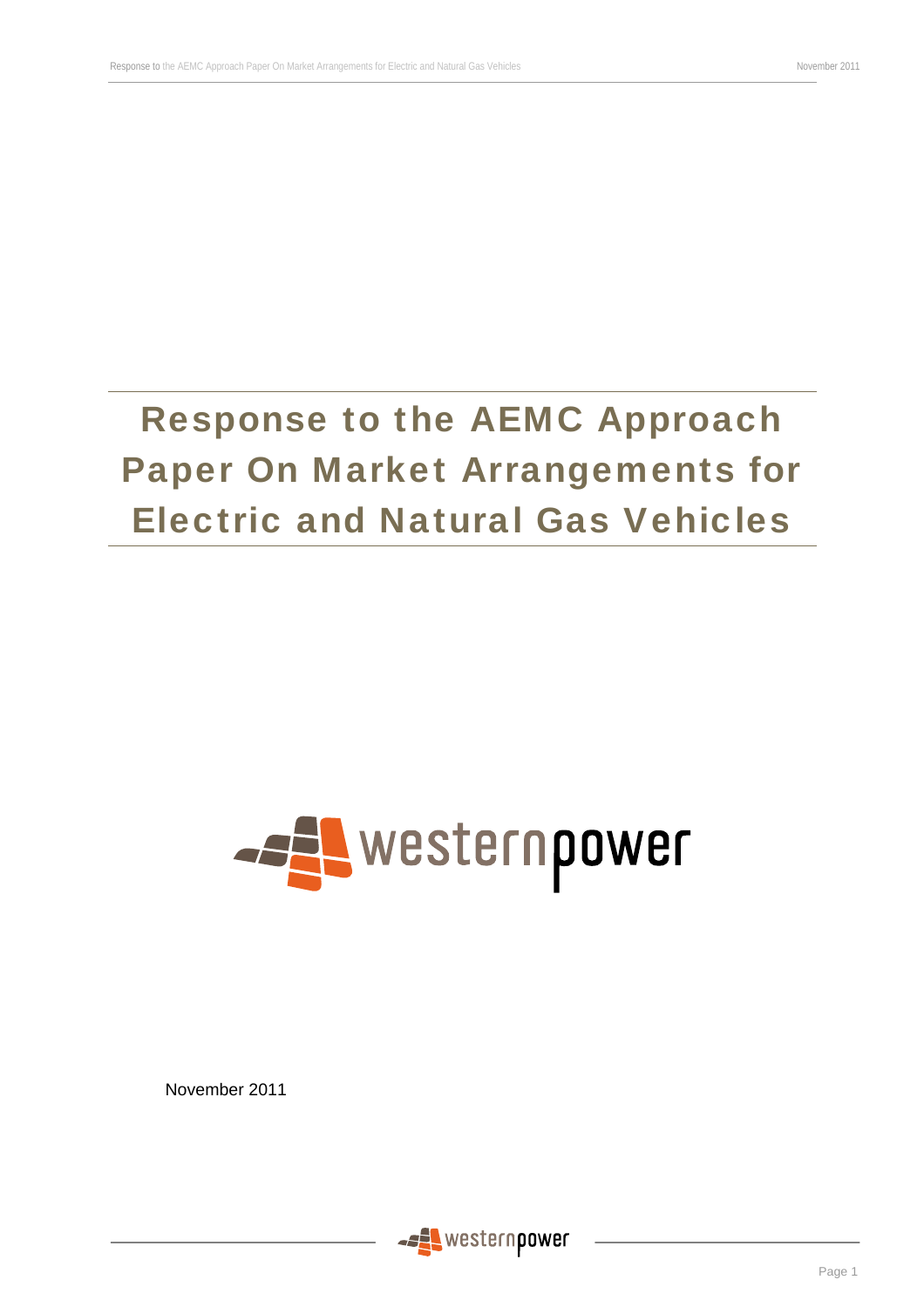# Response to the AEMC Approach Paper On Market Arrangements for Electric and Natural Gas Vehicles

westernpower

November 2011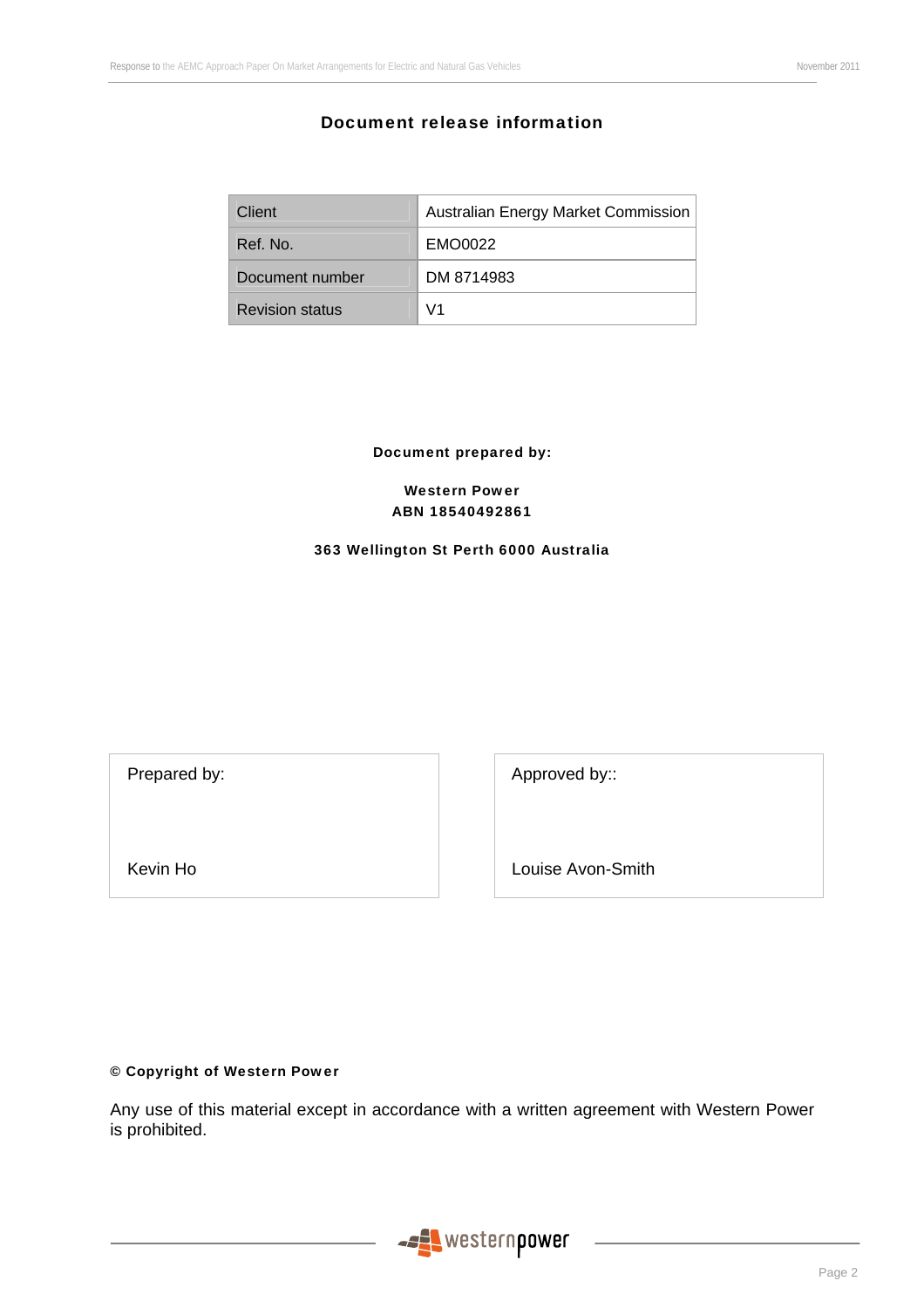## Document release information

| Client | Australian Energy Market Commission |
| --- | --- |
| Ref. No. | EMO0022 |
| Document number | DM 8714983 |
| Revision status | V1 |

**Document prepared by:**

**Western Power**
**ABN 18540492861**

**363 Wellington St Perth 6000 Australia**

| Prepared by: | Approved by:: |
| --- | --- |
| Kevin Ho | Louise Avon-Smith |

**© Copyright of Western Power**

Any use of this material except in accordance with a written agreement with Western Power is prohibited.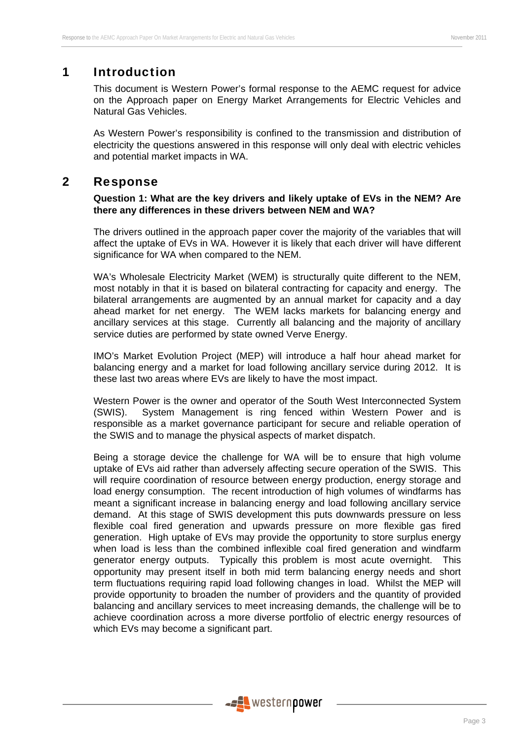# 1 Introduction

This document is Western Power's formal response to the AEMC request for advice on the Approach paper on Energy Market Arrangements for Electric Vehicles and Natural Gas Vehicles.

As Western Power's responsibility is confined to the transmission and distribution of electricity the questions answered in this response will only deal with electric vehicles and potential market impacts in WA.

# 2 Response

**Question 1: What are the key drivers and likely uptake of EVs in the NEM? Are there any differences in these drivers between NEM and WA?**

The drivers outlined in the approach paper cover the majority of the variables that will affect the uptake of EVs in WA. However it is likely that each driver will have different significance for WA when compared to the NEM.

WA's Wholesale Electricity Market (WEM) is structurally quite different to the NEM, most notably in that it is based on bilateral contracting for capacity and energy. The bilateral arrangements are augmented by an annual market for capacity and a day ahead market for net energy. The WEM lacks markets for balancing energy and ancillary services at this stage. Currently all balancing and the majority of ancillary service duties are performed by state owned Verve Energy.

IMO's Market Evolution Project (MEP) will introduce a half hour ahead market for balancing energy and a market for load following ancillary service during 2012. It is these last two areas where EVs are likely to have the most impact.

Western Power is the owner and operator of the South West Interconnected System (SWIS). System Management is ring fenced within Western Power and is responsible as a market governance participant for secure and reliable operation of the SWIS and to manage the physical aspects of market dispatch.

Being a storage device the challenge for WA will be to ensure that high volume uptake of EVs aid rather than adversely affecting secure operation of the SWIS. This will require coordination of resource between energy production, energy storage and load energy consumption. The recent introduction of high volumes of windfarms has meant a significant increase in balancing energy and load following ancillary service demand. At this stage of SWIS development this puts downwards pressure on less flexible coal fired generation and upwards pressure on more flexible gas fired generation. High uptake of EVs may provide the opportunity to store surplus energy when load is less than the combined inflexible coal fired generation and windfarm generator energy outputs. Typically this problem is most acute overnight. This opportunity may present itself in both mid term balancing energy needs and short term fluctuations requiring rapid load following changes in load. Whilst the MEP will provide opportunity to broaden the number of providers and the quantity of provided balancing and ancillary services to meet increasing demands, the challenge will be to achieve coordination across a more diverse portfolio of electric energy resources of which EVs may become a significant part.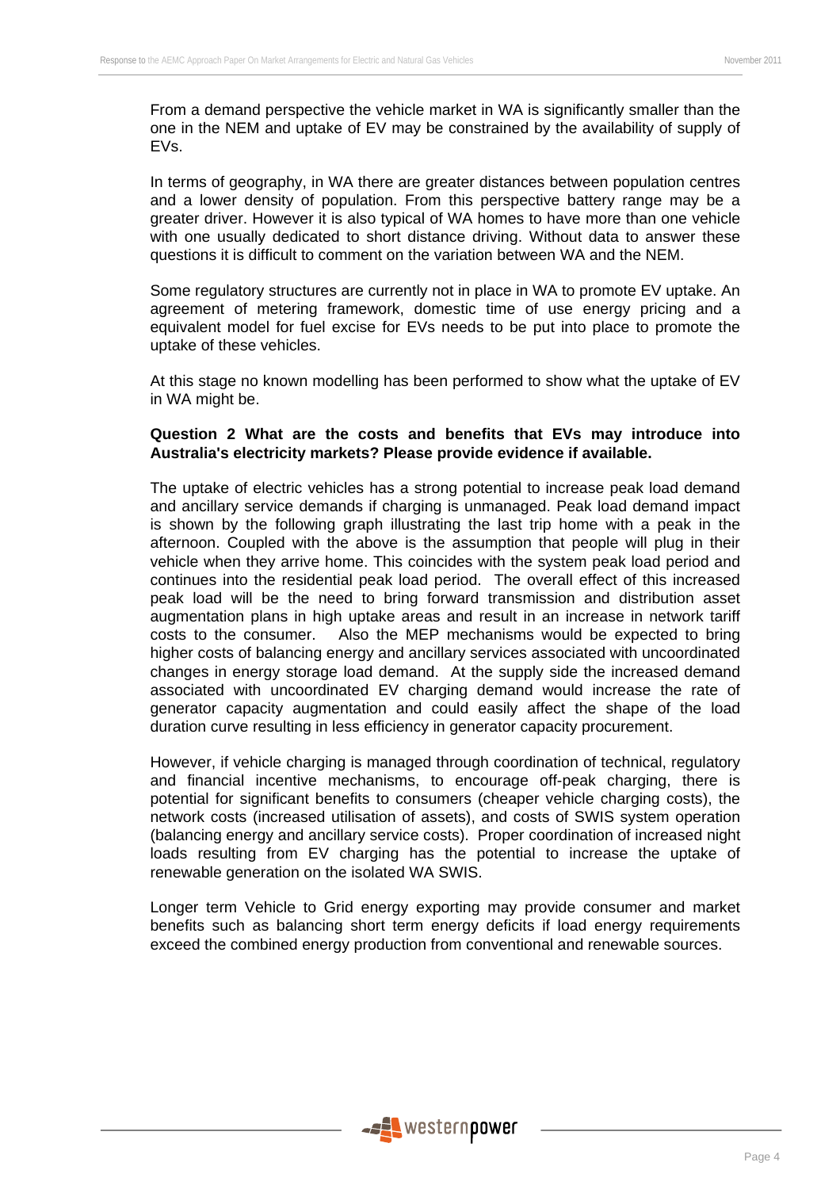From a demand perspective the vehicle market in WA is significantly smaller than the one in the NEM and uptake of EV may be constrained by the availability of supply of EVs.

In terms of geography, in WA there are greater distances between population centres and a lower density of population. From this perspective battery range may be a greater driver. However it is also typical of WA homes to have more than one vehicle with one usually dedicated to short distance driving. Without data to answer these questions it is difficult to comment on the variation between WA and the NEM.

Some regulatory structures are currently not in place in WA to promote EV uptake. An agreement of metering framework, domestic time of use energy pricing and a equivalent model for fuel excise for EVs needs to be put into place to promote the uptake of these vehicles.

At this stage no known modelling has been performed to show what the uptake of EV in WA might be.

**Question 2 What are the costs and benefits that EVs may introduce into Australia's electricity markets? Please provide evidence if available.**

The uptake of electric vehicles has a strong potential to increase peak load demand and ancillary service demands if charging is unmanaged. Peak load demand impact is shown by the following graph illustrating the last trip home with a peak in the afternoon. Coupled with the above is the assumption that people will plug in their vehicle when they arrive home. This coincides with the system peak load period and continues into the residential peak load period. The overall effect of this increased peak load will be the need to bring forward transmission and distribution asset augmentation plans in high uptake areas and result in an increase in network tariff costs to the consumer. Also the MEP mechanisms would be expected to bring higher costs of balancing energy and ancillary services associated with uncoordinated changes in energy storage load demand. At the supply side the increased demand associated with uncoordinated EV charging demand would increase the rate of generator capacity augmentation and could easily affect the shape of the load duration curve resulting in less efficiency in generator capacity procurement.

However, if vehicle charging is managed through coordination of technical, regulatory and financial incentive mechanisms, to encourage off-peak charging, there is potential for significant benefits to consumers (cheaper vehicle charging costs), the network costs (increased utilisation of assets), and costs of SWIS system operation (balancing energy and ancillary service costs). Proper coordination of increased night loads resulting from EV charging has the potential to increase the uptake of renewable generation on the isolated WA SWIS.

Longer term Vehicle to Grid energy exporting may provide consumer and market benefits such as balancing short term energy deficits if load energy requirements exceed the combined energy production from conventional and renewable sources.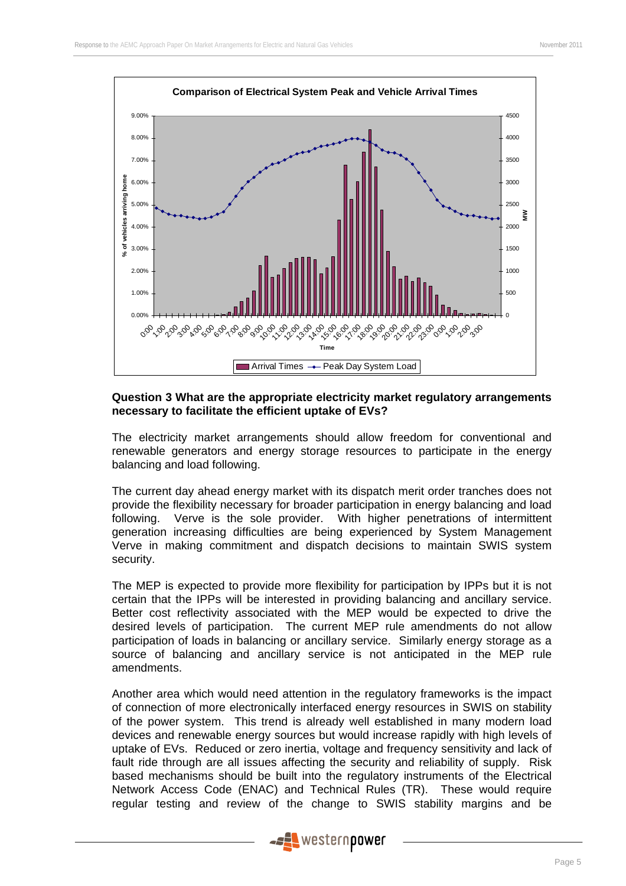Comparison of Electrical System Peak and Vehicle Arrival Times

**Question 3 What are the appropriate electricity market regulatory arrangements necessary to facilitate the efficient uptake of EVs?**

The electricity market arrangements should allow freedom for conventional and renewable generators and energy storage resources to participate in the energy balancing and load following.

The current day ahead energy market with its dispatch merit order tranches does not provide the flexibility necessary for broader participation in energy balancing and load following. Verve is the sole provider. With higher penetrations of intermittent generation increasing difficulties are being experienced by System Management Verve in making commitment and dispatch decisions to maintain SWIS system security.

The MEP is expected to provide more flexibility for participation by IPPs but it is not certain that the IPPs will be interested in providing balancing and ancillary service. Better cost reflectivity associated with the MEP would be expected to drive the desired levels of participation. The current MEP rule amendments do not allow participation of loads in balancing or ancillary service. Similarly energy storage as a source of balancing and ancillary service is not anticipated in the MEP rule amendments.

Another area which would need attention in the regulatory frameworks is the impact of connection of more electronically interfaced energy resources in SWIS on stability of the power system. This trend is already well established in many modern load devices and renewable energy sources but would increase rapidly with high levels of uptake of EVs. Reduced or zero inertia, voltage and frequency sensitivity and lack of fault ride through are all issues affecting the security and reliability of supply. Risk based mechanisms should be built into the regulatory instruments of the Electrical Network Access Code (ENAC) and Technical Rules (TR). These would require regular testing and review of the change to SWIS stability margins and be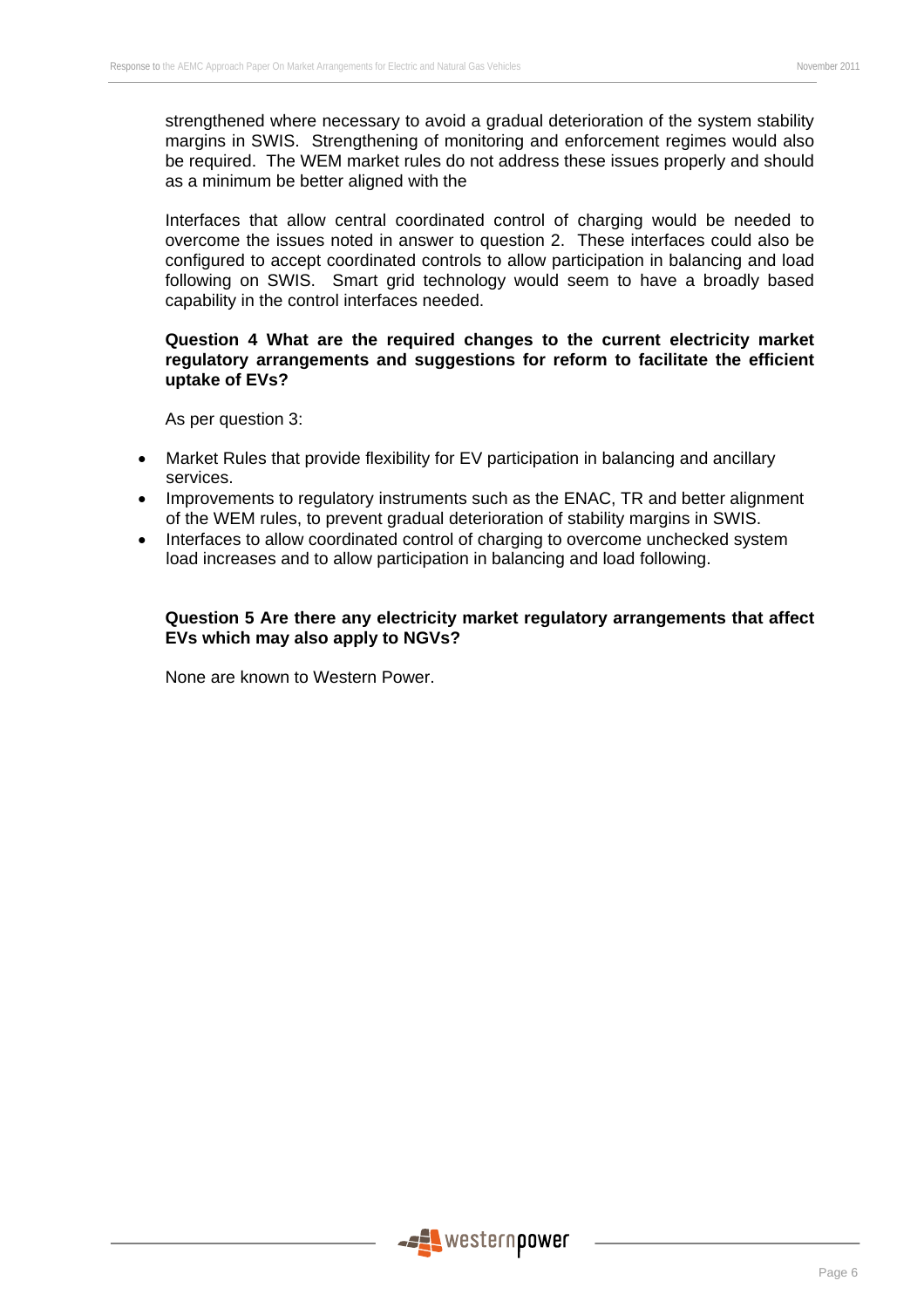strengthened where necessary to avoid a gradual deterioration of the system stability margins in SWIS. Strengthening of monitoring and enforcement regimes would also be required. The WEM market rules do not address these issues properly and should as a minimum be better aligned with the

Interfaces that allow central coordinated control of charging would be needed to overcome the issues noted in answer to question 2. These interfaces could also be configured to accept coordinated controls to allow participation in balancing and load following on SWIS. Smart grid technology would seem to have a broadly based capability in the control interfaces needed.

**Question 4 What are the required changes to the current electricity market regulatory arrangements and suggestions for reform to facilitate the efficient uptake of EVs?**

As per question 3:

- Market Rules that provide flexibility for EV participation in balancing and ancillary services.
- Improvements to regulatory instruments such as the ENAC, TR and better alignment of the WEM rules, to prevent gradual deterioration of stability margins in SWIS.
- Interfaces to allow coordinated control of charging to overcome unchecked system load increases and to allow participation in balancing and load following.

**Question 5 Are there any electricity market regulatory arrangements that affect EVs which may also apply to NGVs?**

None are known to Western Power.